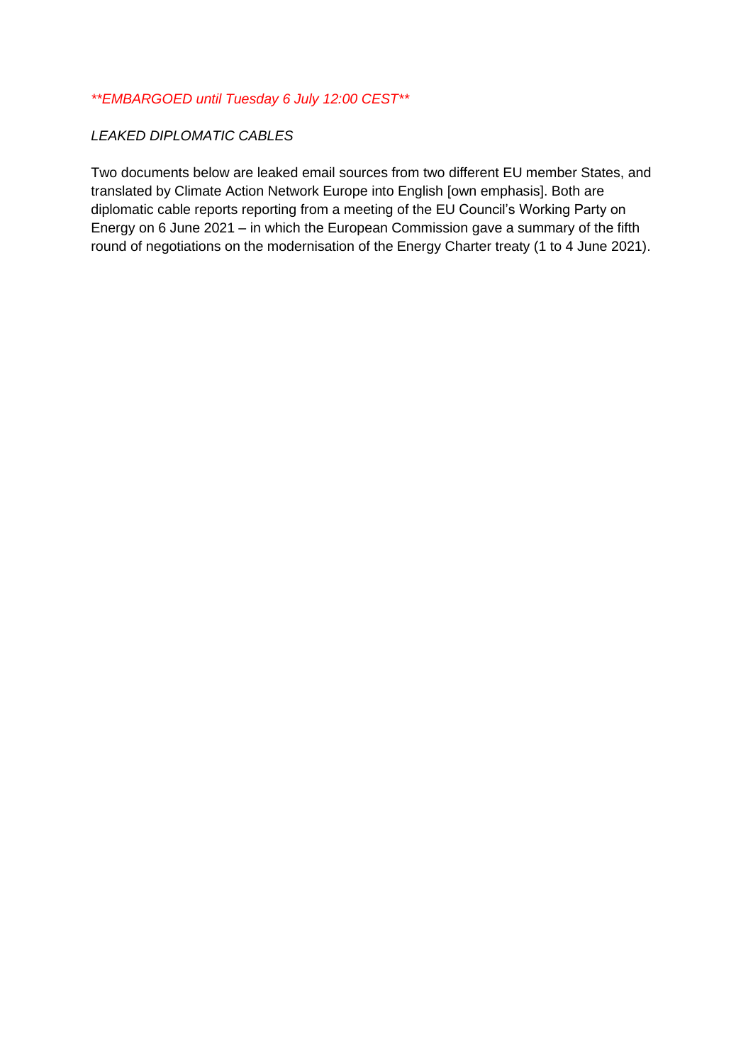*\*\*EMBARGOED until Tuesday 6 July 12:00 CEST\*\**

*LEAKED DIPLOMATIC CABLES*

Two documents below are leaked email sources from two different EU member States, and translated by Climate Action Network Europe into English [own emphasis]. Both are diplomatic cable reports reporting from a meeting of the EU Council's Working Party on Energy on 6 June 2021 – in which the European Commission gave a summary of the fifth round of negotiations on the modernisation of the Energy Charter treaty (1 to 4 June 2021).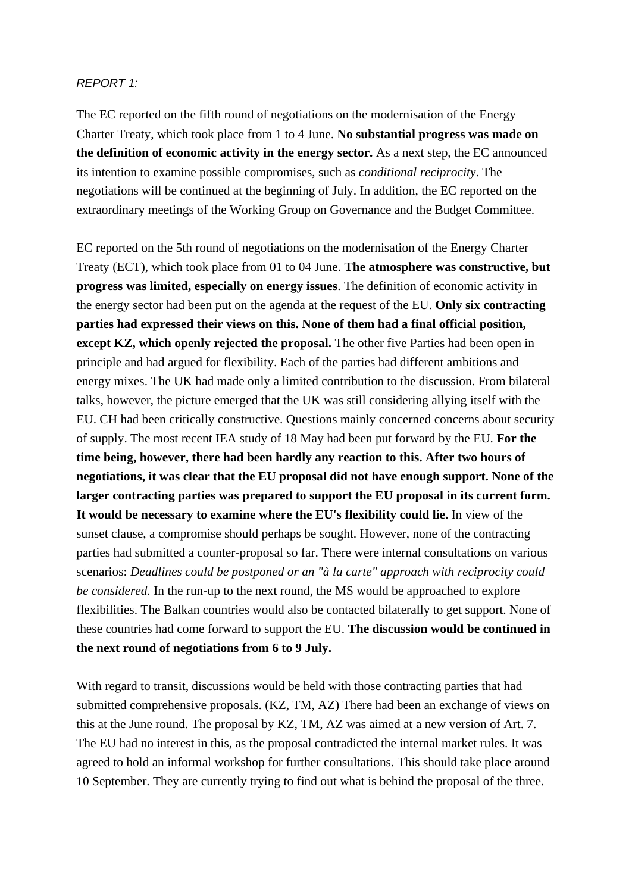*REPORT 1:*

The EC reported on the fifth round of negotiations on the modernisation of the Energy Charter Treaty, which took place from 1 to 4 June. **No substantial progress was made on the definition of economic activity in the energy sector.** As a next step, the EC announced its intention to examine possible compromises, such as *conditional reciprocity*. The negotiations will be continued at the beginning of July. In addition, the EC reported on the extraordinary meetings of the Working Group on Governance and the Budget Committee.

EC reported on the 5th round of negotiations on the modernisation of the Energy Charter Treaty (ECT), which took place from 01 to 04 June. **The atmosphere was constructive, but progress was limited, especially on energy issues**. The definition of economic activity in the energy sector had been put on the agenda at the request of the EU. **Only six contracting parties had expressed their views on this. None of them had a final official position, except KZ, which openly rejected the proposal.** The other five Parties had been open in principle and had argued for flexibility. Each of the parties had different ambitions and energy mixes. The UK had made only a limited contribution to the discussion. From bilateral talks, however, the picture emerged that the UK was still considering allying itself with the EU. CH had been critically constructive. Questions mainly concerned concerns about security of supply. The most recent IEA study of 18 May had been put forward by the EU. **For the time being, however, there had been hardly any reaction to this. After two hours of negotiations, it was clear that the EU proposal did not have enough support. None of the larger contracting parties was prepared to support the EU proposal in its current form. It would be necessary to examine where the EU's flexibility could lie.** In view of the sunset clause, a compromise should perhaps be sought. However, none of the contracting parties had submitted a counter-proposal so far. There were internal consultations on various scenarios: *Deadlines could be postponed or an "à la carte" approach with reciprocity could be considered.* In the run-up to the next round, the MS would be approached to explore flexibilities. The Balkan countries would also be contacted bilaterally to get support. None of these countries had come forward to support the EU. **The discussion would be continued in the next round of negotiations from 6 to 9 July.**

With regard to transit, discussions would be held with those contracting parties that had submitted comprehensive proposals. (KZ, TM, AZ) There had been an exchange of views on this at the June round. The proposal by KZ, TM, AZ was aimed at a new version of Art. 7. The EU had no interest in this, as the proposal contradicted the internal market rules. It was agreed to hold an informal workshop for further consultations. This should take place around 10 September. They are currently trying to find out what is behind the proposal of the three.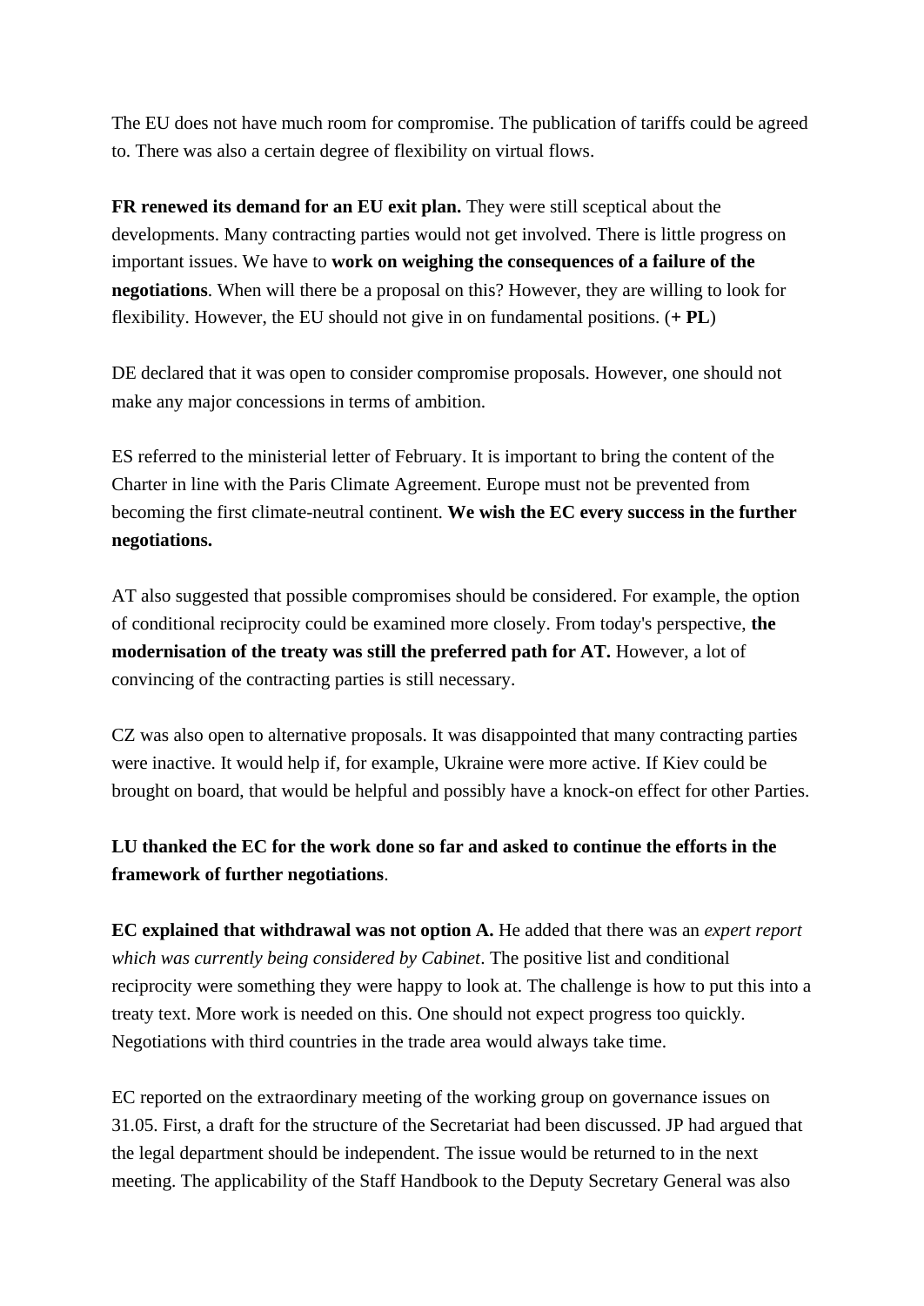The EU does not have much room for compromise. The publication of tariffs could be agreed to. There was also a certain degree of flexibility on virtual flows.

**FR renewed its demand for an EU exit plan.** They were still sceptical about the developments. Many contracting parties would not get involved. There is little progress on important issues. We have to **work on weighing the consequences of a failure of the negotiations**. When will there be a proposal on this? However, they are willing to look for flexibility. However, the EU should not give in on fundamental positions. (**+ PL**)

DE declared that it was open to consider compromise proposals. However, one should not make any major concessions in terms of ambition.

ES referred to the ministerial letter of February. It is important to bring the content of the Charter in line with the Paris Climate Agreement. Europe must not be prevented from becoming the first climate-neutral continent. **We wish the EC every success in the further negotiations.**

AT also suggested that possible compromises should be considered. For example, the option of conditional reciprocity could be examined more closely. From today's perspective, **the modernisation of the treaty was still the preferred path for AT.** However, a lot of convincing of the contracting parties is still necessary.

CZ was also open to alternative proposals. It was disappointed that many contracting parties were inactive. It would help if, for example, Ukraine were more active. If Kiev could be brought on board, that would be helpful and possibly have a knock-on effect for other Parties.

**LU thanked the EC for the work done so far and asked to continue the efforts in the framework of further negotiations**.

**EC explained that withdrawal was not option A.** He added that there was an *expert report which was currently being considered by Cabinet*. The positive list and conditional reciprocity were something they were happy to look at. The challenge is how to put this into a treaty text. More work is needed on this. One should not expect progress too quickly. Negotiations with third countries in the trade area would always take time.

EC reported on the extraordinary meeting of the working group on governance issues on 31.05. First, a draft for the structure of the Secretariat had been discussed. JP had argued that the legal department should be independent. The issue would be returned to in the next meeting. The applicability of the Staff Handbook to the Deputy Secretary General was also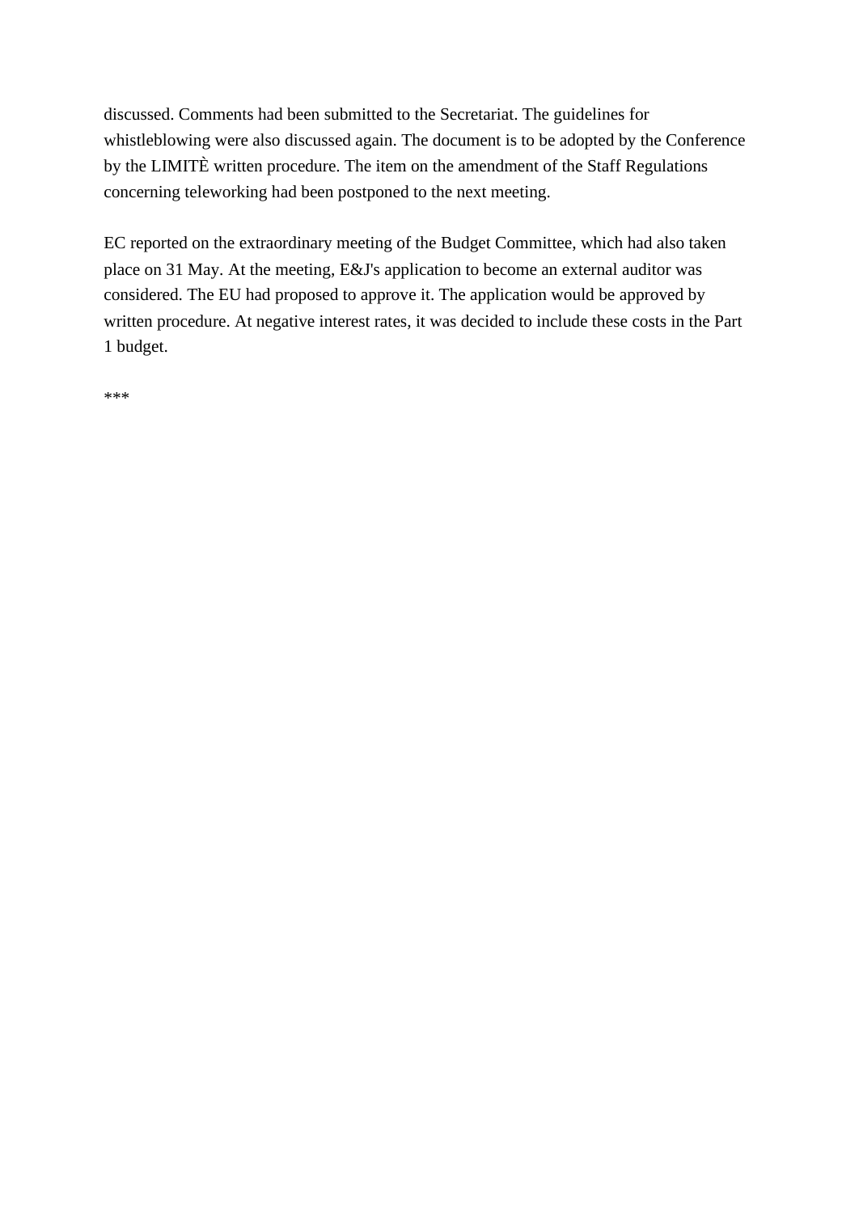discussed. Comments had been submitted to the Secretariat. The guidelines for whistleblowing were also discussed again. The document is to be adopted by the Conference by the LIMITÈ written procedure. The item on the amendment of the Staff Regulations concerning teleworking had been postponed to the next meeting.

EC reported on the extraordinary meeting of the Budget Committee, which had also taken place on 31 May. At the meeting, E&J's application to become an external auditor was considered. The EU had proposed to approve it. The application would be approved by written procedure. At negative interest rates, it was decided to include these costs in the Part 1 budget.

***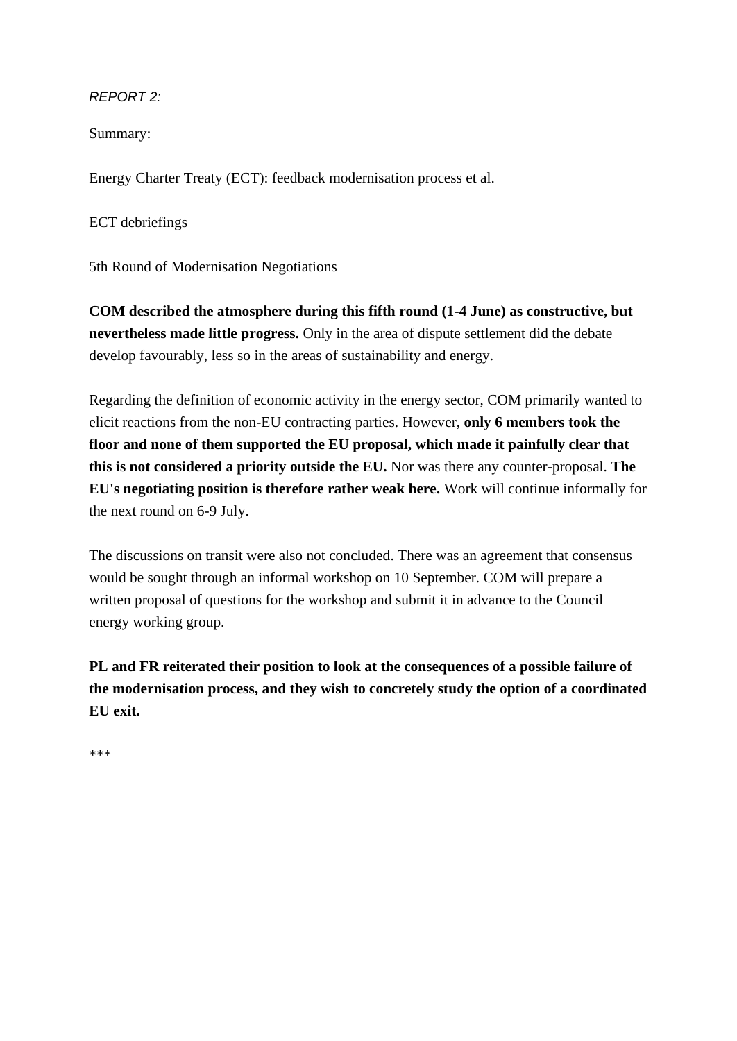*REPORT 2:*

Summary:

Energy Charter Treaty (ECT): feedback modernisation process et al.

ECT debriefings

5th Round of Modernisation Negotiations

**COM described the atmosphere during this fifth round (1-4 June) as constructive, but nevertheless made little progress.** Only in the area of dispute settlement did the debate develop favourably, less so in the areas of sustainability and energy.

Regarding the definition of economic activity in the energy sector, COM primarily wanted to elicit reactions from the non-EU contracting parties. However, **only 6 members took the floor and none of them supported the EU proposal, which made it painfully clear that this is not considered a priority outside the EU.** Nor was there any counter-proposal. **The EU's negotiating position is therefore rather weak here.** Work will continue informally for the next round on 6-9 July.

The discussions on transit were also not concluded. There was an agreement that consensus would be sought through an informal workshop on 10 September. COM will prepare a written proposal of questions for the workshop and submit it in advance to the Council energy working group.

**PL and FR reiterated their position to look at the consequences of a possible failure of the modernisation process, and they wish to concretely study the option of a coordinated EU exit.**

***